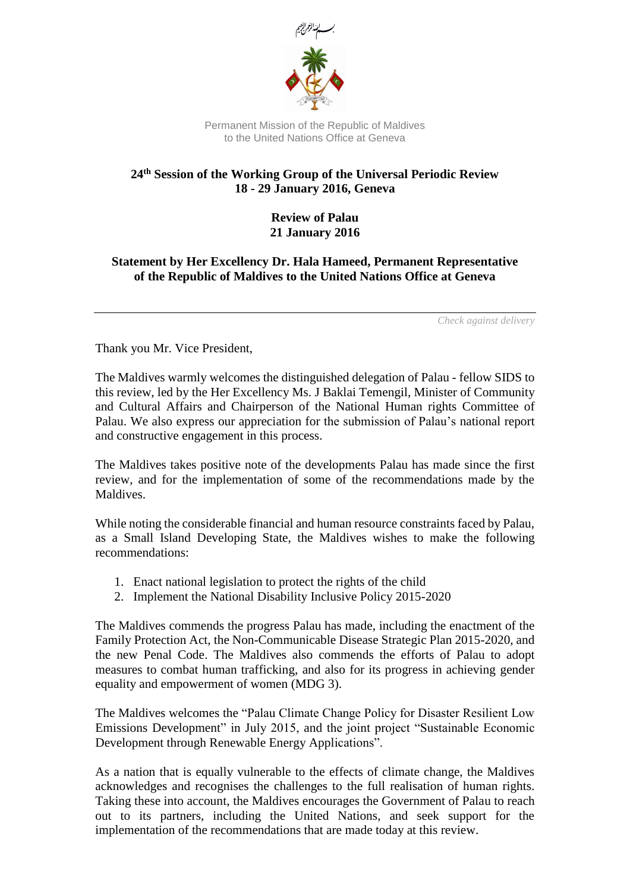بسم الله الرحمن الرحيم

Permanent Mission of the Republic of Maldives
to the United Nations Office at Geneva

**24th Session of the Working Group of the Universal Periodic Review**
**18 - 29 January 2016, Geneva**

**Review of Palau**
**21 January 2016**

**Statement by Her Excellency Dr. Hala Hameed, Permanent Representative of the Republic of Maldives to the United Nations Office at Geneva**

---

*Check against delivery*

Thank you Mr. Vice President,

The Maldives warmly welcomes the distinguished delegation of Palau - fellow SIDS to this review, led by the Her Excellency Ms. J Baklai Temengil, Minister of Community and Cultural Affairs and Chairperson of the National Human rights Committee of Palau. We also express our appreciation for the submission of Palau's national report and constructive engagement in this process.

The Maldives takes positive note of the developments Palau has made since the first review, and for the implementation of some of the recommendations made by the Maldives.

While noting the considerable financial and human resource constraints faced by Palau, as a Small Island Developing State, the Maldives wishes to make the following recommendations:

1. Enact national legislation to protect the rights of the child
2. Implement the National Disability Inclusive Policy 2015-2020

The Maldives commends the progress Palau has made, including the enactment of the Family Protection Act, the Non-Communicable Disease Strategic Plan 2015-2020, and the new Penal Code. The Maldives also commends the efforts of Palau to adopt measures to combat human trafficking, and also for its progress in achieving gender equality and empowerment of women (MDG 3).

The Maldives welcomes the "Palau Climate Change Policy for Disaster Resilient Low Emissions Development" in July 2015, and the joint project "Sustainable Economic Development through Renewable Energy Applications".

As a nation that is equally vulnerable to the effects of climate change, the Maldives acknowledges and recognises the challenges to the full realisation of human rights. Taking these into account, the Maldives encourages the Government of Palau to reach out to its partners, including the United Nations, and seek support for the implementation of the recommendations that are made today at this review.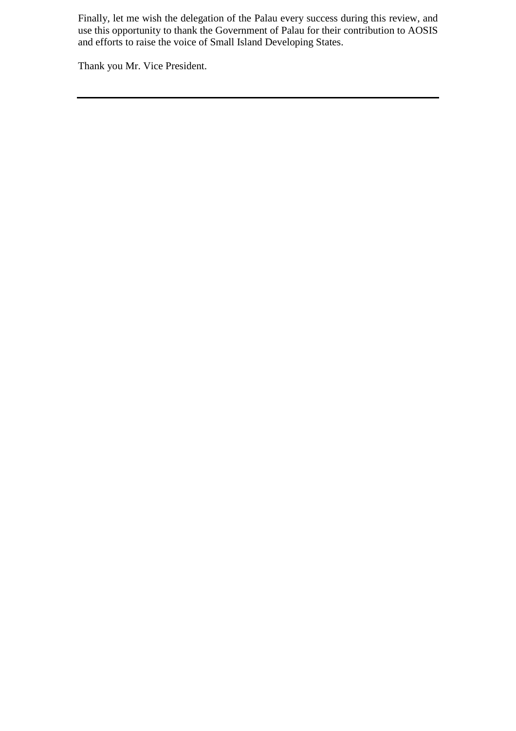Finally, let me wish the delegation of the Palau every success during this review, and use this opportunity to thank the Government of Palau for their contribution to AOSIS and efforts to raise the voice of Small Island Developing States.

Thank you Mr. Vice President.

---